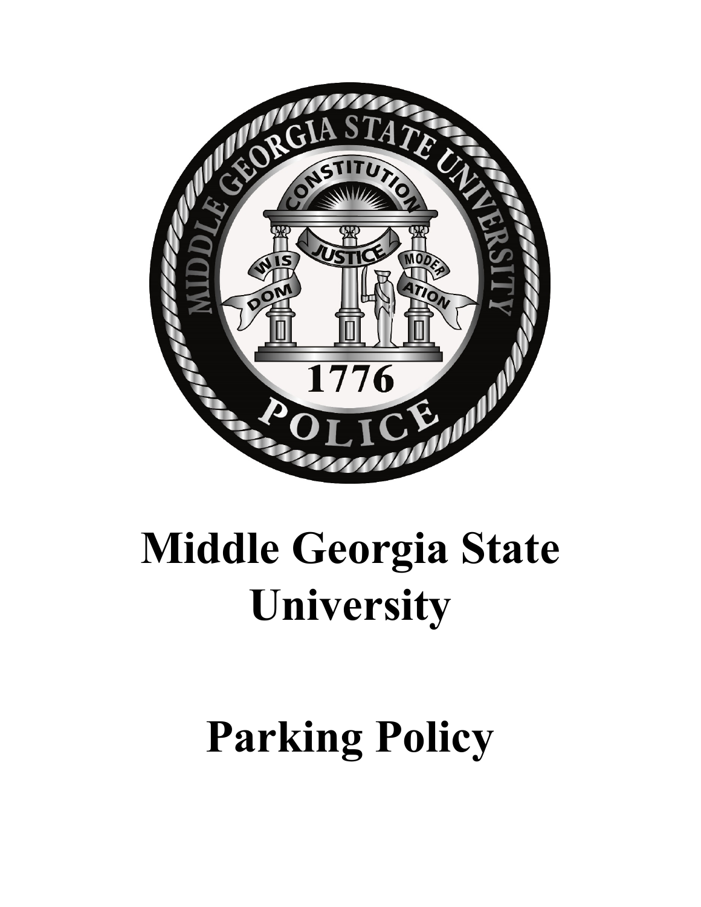# Middle Georgia State University

# Parking Policy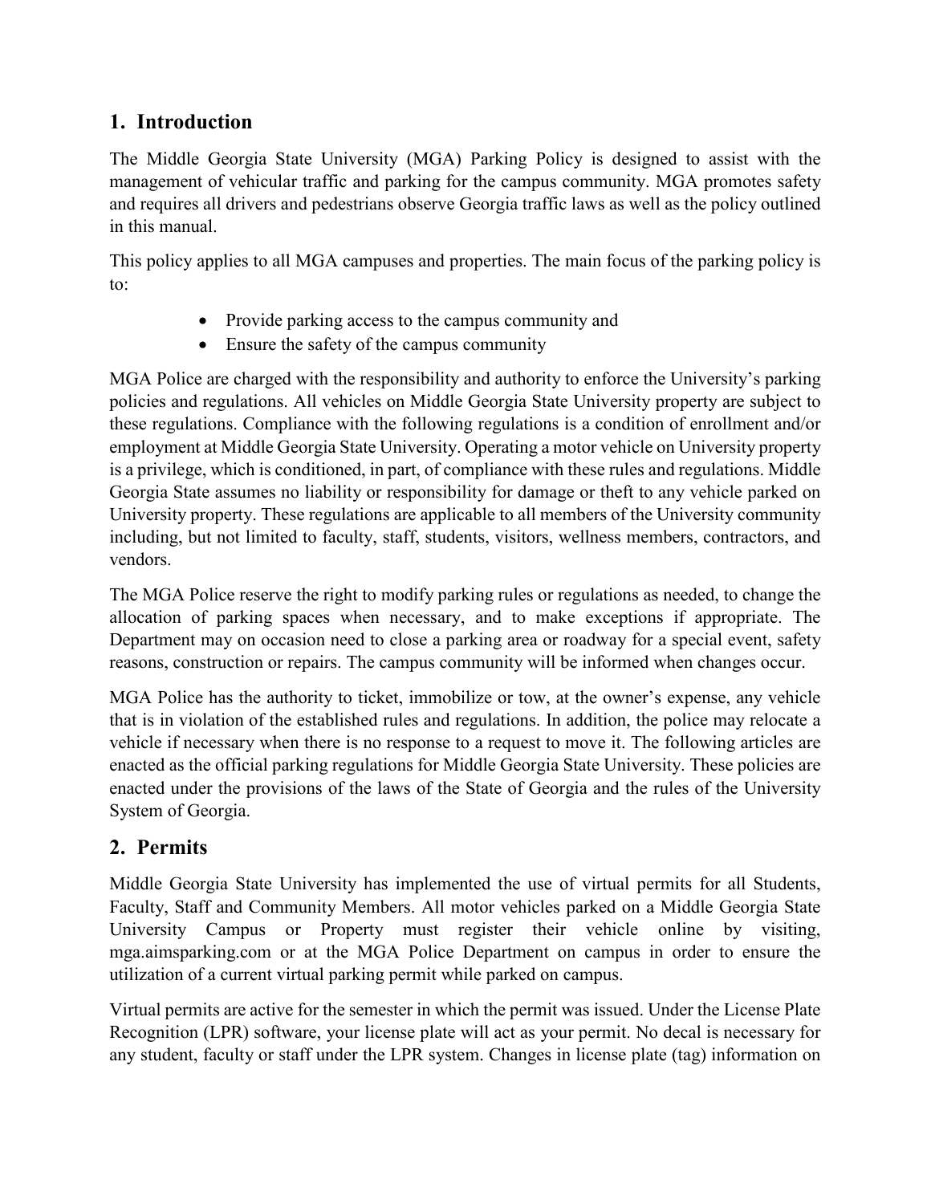## 1. Introduction

The Middle Georgia State University (MGA) Parking Policy is designed to assist with the management of vehicular traffic and parking for the campus community. MGA promotes safety and requires all drivers and pedestrians observe Georgia traffic laws as well as the policy outlined in this manual.

This policy applies to all MGA campuses and properties. The main focus of the parking policy is to:

- Provide parking access to the campus community and
- Ensure the safety of the campus community

MGA Police are charged with the responsibility and authority to enforce the University's parking policies and regulations. All vehicles on Middle Georgia State University property are subject to these regulations. Compliance with the following regulations is a condition of enrollment and/or employment at Middle Georgia State University. Operating a motor vehicle on University property is a privilege, which is conditioned, in part, of compliance with these rules and regulations. Middle Georgia State assumes no liability or responsibility for damage or theft to any vehicle parked on University property. These regulations are applicable to all members of the University community including, but not limited to faculty, staff, students, visitors, wellness members, contractors, and vendors.

The MGA Police reserve the right to modify parking rules or regulations as needed, to change the allocation of parking spaces when necessary, and to make exceptions if appropriate. The Department may on occasion need to close a parking area or roadway for a special event, safety reasons, construction or repairs. The campus community will be informed when changes occur.

MGA Police has the authority to ticket, immobilize or tow, at the owner's expense, any vehicle that is in violation of the established rules and regulations. In addition, the police may relocate a vehicle if necessary when there is no response to a request to move it. The following articles are enacted as the official parking regulations for Middle Georgia State University. These policies are enacted under the provisions of the laws of the State of Georgia and the rules of the University System of Georgia.

## 2. Permits

Middle Georgia State University has implemented the use of virtual permits for all Students, Faculty, Staff and Community Members. All motor vehicles parked on a Middle Georgia State University Campus or Property must register their vehicle online by visiting, mga.aimsparking.com or at the MGA Police Department on campus in order to ensure the utilization of a current virtual parking permit while parked on campus.

Virtual permits are active for the semester in which the permit was issued. Under the License Plate Recognition (LPR) software, your license plate will act as your permit. No decal is necessary for any student, faculty or staff under the LPR system. Changes in license plate (tag) information on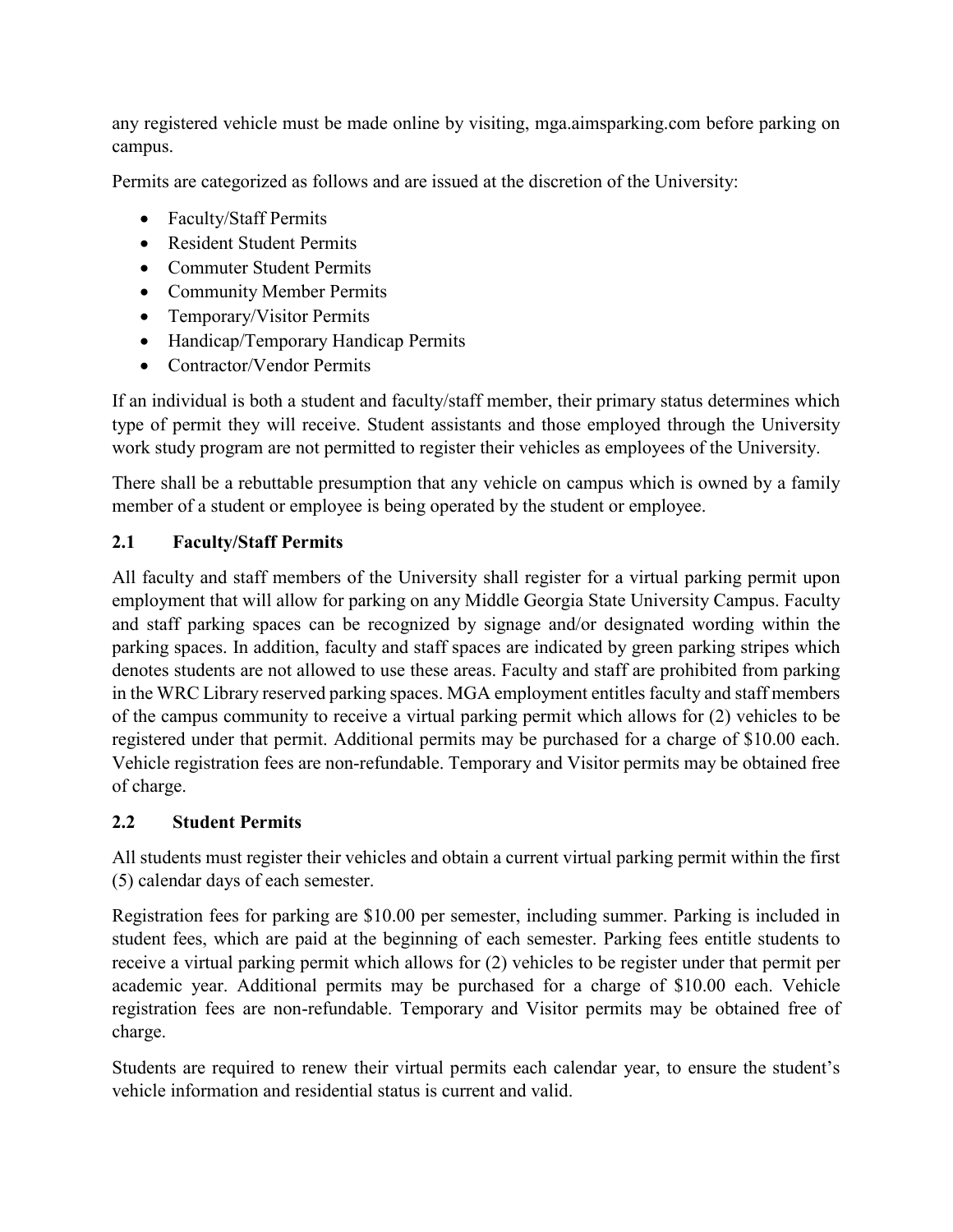any registered vehicle must be made online by visiting, mga.aimsparking.com before parking on campus.

Permits are categorized as follows and are issued at the discretion of the University:

- Faculty/Staff Permits
- Resident Student Permits
- Commuter Student Permits
- Community Member Permits
- Temporary/Visitor Permits
- Handicap/Temporary Handicap Permits
- Contractor/Vendor Permits

If an individual is both a student and faculty/staff member, their primary status determines which type of permit they will receive. Student assistants and those employed through the University work study program are not permitted to register their vehicles as employees of the University.

There shall be a rebuttable presumption that any vehicle on campus which is owned by a family member of a student or employee is being operated by the student or employee.

### 2.1 Faculty/Staff Permits

All faculty and staff members of the University shall register for a virtual parking permit upon employment that will allow for parking on any Middle Georgia State University Campus. Faculty and staff parking spaces can be recognized by signage and/or designated wording within the parking spaces. In addition, faculty and staff spaces are indicated by green parking stripes which denotes students are not allowed to use these areas. Faculty and staff are prohibited from parking in the WRC Library reserved parking spaces. MGA employment entitles faculty and staff members of the campus community to receive a virtual parking permit which allows for (2) vehicles to be registered under that permit. Additional permits may be purchased for a charge of $10.00 each. Vehicle registration fees are non-refundable. Temporary and Visitor permits may be obtained free of charge.

### 2.2 Student Permits

All students must register their vehicles and obtain a current virtual parking permit within the first (5) calendar days of each semester.

Registration fees for parking are $10.00 per semester, including summer. Parking is included in student fees, which are paid at the beginning of each semester. Parking fees entitle students to receive a virtual parking permit which allows for (2) vehicles to be register under that permit per academic year. Additional permits may be purchased for a charge of $10.00 each. Vehicle registration fees are non-refundable. Temporary and Visitor permits may be obtained free of charge.

Students are required to renew their virtual permits each calendar year, to ensure the student's vehicle information and residential status is current and valid.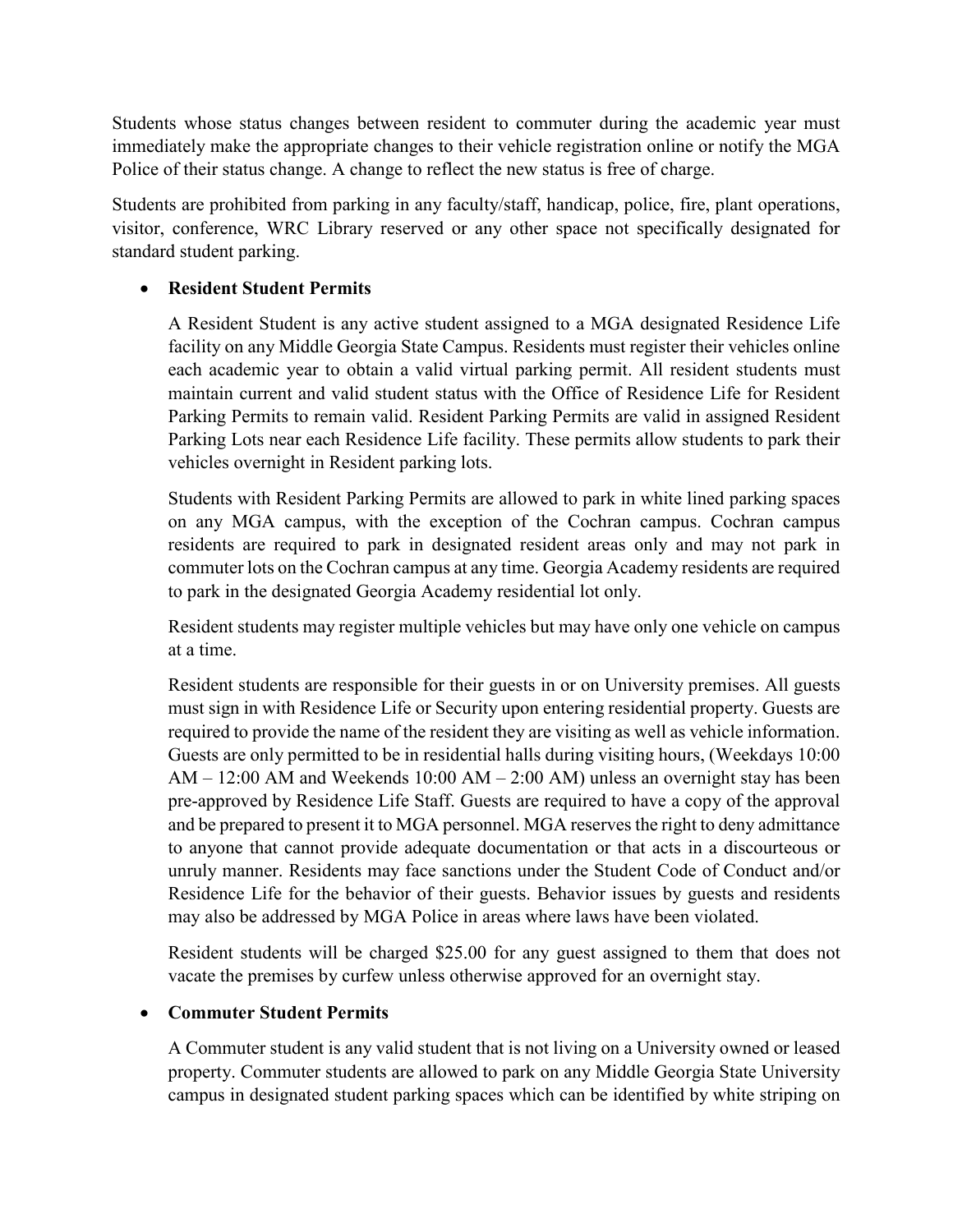Students whose status changes between resident to commuter during the academic year must immediately make the appropriate changes to their vehicle registration online or notify the MGA Police of their status change. A change to reflect the new status is free of charge.

Students are prohibited from parking in any faculty/staff, handicap, police, fire, plant operations, visitor, conference, WRC Library reserved or any other space not specifically designated for standard student parking.

- **Resident Student Permits**

  A Resident Student is any active student assigned to a MGA designated Residence Life facility on any Middle Georgia State Campus. Residents must register their vehicles online each academic year to obtain a valid virtual parking permit. All resident students must maintain current and valid student status with the Office of Residence Life for Resident Parking Permits to remain valid. Resident Parking Permits are valid in assigned Resident Parking Lots near each Residence Life facility. These permits allow students to park their vehicles overnight in Resident parking lots.

  Students with Resident Parking Permits are allowed to park in white lined parking spaces on any MGA campus, with the exception of the Cochran campus. Cochran campus residents are required to park in designated resident areas only and may not park in commuter lots on the Cochran campus at any time. Georgia Academy residents are required to park in the designated Georgia Academy residential lot only.

  Resident students may register multiple vehicles but may have only one vehicle on campus at a time.

  Resident students are responsible for their guests in or on University premises. All guests must sign in with Residence Life or Security upon entering residential property. Guests are required to provide the name of the resident they are visiting as well as vehicle information. Guests are only permitted to be in residential halls during visiting hours, (Weekdays 10:00 AM – 12:00 AM and Weekends 10:00 AM – 2:00 AM) unless an overnight stay has been pre-approved by Residence Life Staff. Guests are required to have a copy of the approval and be prepared to present it to MGA personnel. MGA reserves the right to deny admittance to anyone that cannot provide adequate documentation or that acts in a discourteous or unruly manner. Residents may face sanctions under the Student Code of Conduct and/or Residence Life for the behavior of their guests. Behavior issues by guests and residents may also be addressed by MGA Police in areas where laws have been violated.

  Resident students will be charged $25.00 for any guest assigned to them that does not vacate the premises by curfew unless otherwise approved for an overnight stay.

- **Commuter Student Permits**

  A Commuter student is any valid student that is not living on a University owned or leased property. Commuter students are allowed to park on any Middle Georgia State University campus in designated student parking spaces which can be identified by white striping on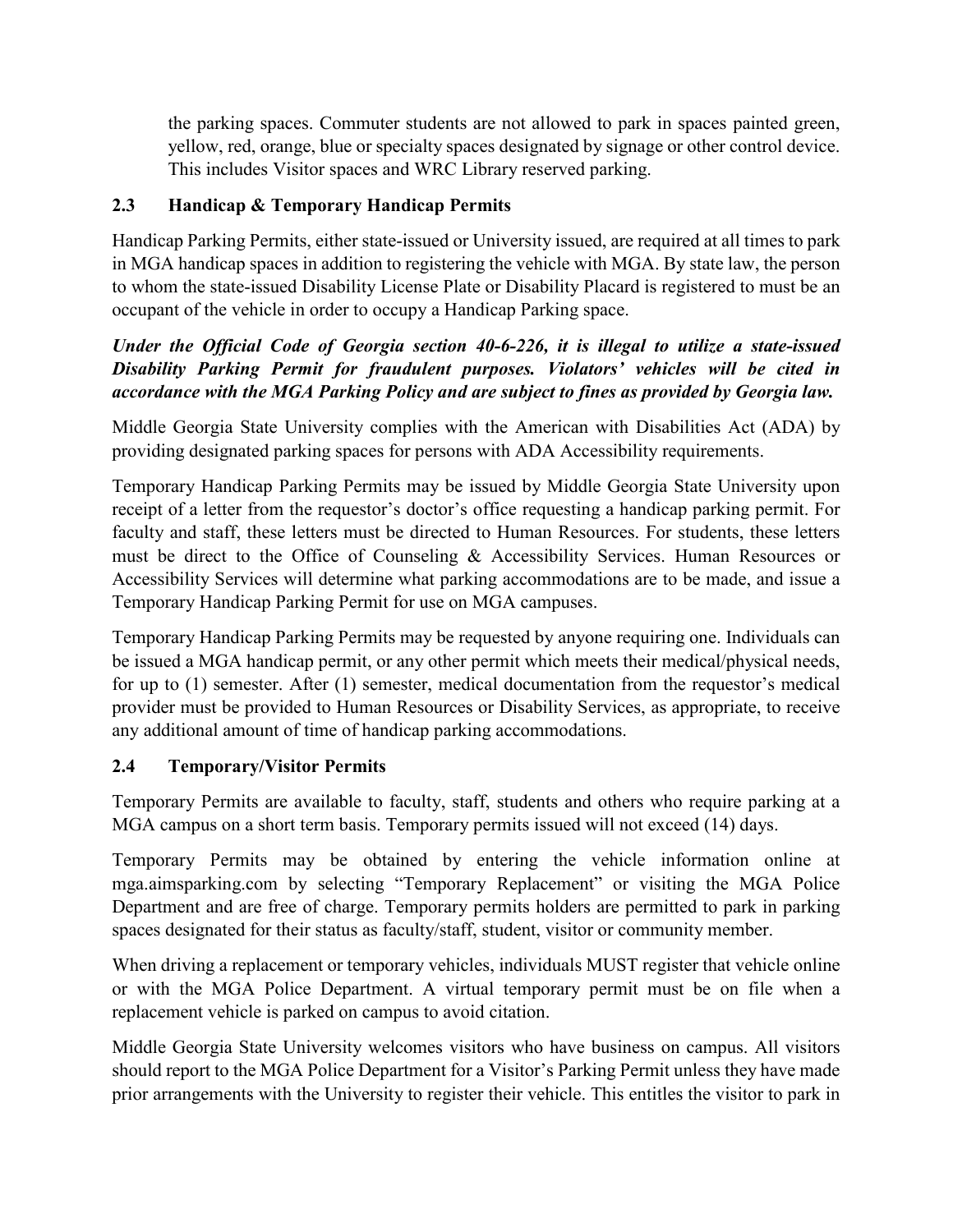the parking spaces. Commuter students are not allowed to park in spaces painted green, yellow, red, orange, blue or specialty spaces designated by signage or other control device. This includes Visitor spaces and WRC Library reserved parking.

### 2.3 Handicap & Temporary Handicap Permits

Handicap Parking Permits, either state-issued or University issued, are required at all times to park in MGA handicap spaces in addition to registering the vehicle with MGA. By state law, the person to whom the state-issued Disability License Plate or Disability Placard is registered to must be an occupant of the vehicle in order to occupy a Handicap Parking space.

***Under the Official Code of Georgia section 40-6-226, it is illegal to utilize a state-issued Disability Parking Permit for fraudulent purposes. Violators' vehicles will be cited in accordance with the MGA Parking Policy and are subject to fines as provided by Georgia law.***

Middle Georgia State University complies with the American with Disabilities Act (ADA) by providing designated parking spaces for persons with ADA Accessibility requirements.

Temporary Handicap Parking Permits may be issued by Middle Georgia State University upon receipt of a letter from the requestor's doctor's office requesting a handicap parking permit. For faculty and staff, these letters must be directed to Human Resources. For students, these letters must be direct to the Office of Counseling & Accessibility Services. Human Resources or Accessibility Services will determine what parking accommodations are to be made, and issue a Temporary Handicap Parking Permit for use on MGA campuses.

Temporary Handicap Parking Permits may be requested by anyone requiring one. Individuals can be issued a MGA handicap permit, or any other permit which meets their medical/physical needs, for up to (1) semester. After (1) semester, medical documentation from the requestor's medical provider must be provided to Human Resources or Disability Services, as appropriate, to receive any additional amount of time of handicap parking accommodations.

### 2.4 Temporary/Visitor Permits

Temporary Permits are available to faculty, staff, students and others who require parking at a MGA campus on a short term basis. Temporary permits issued will not exceed (14) days.

Temporary Permits may be obtained by entering the vehicle information online at mga.aimsparking.com by selecting "Temporary Replacement" or visiting the MGA Police Department and are free of charge. Temporary permits holders are permitted to park in parking spaces designated for their status as faculty/staff, student, visitor or community member.

When driving a replacement or temporary vehicles, individuals MUST register that vehicle online or with the MGA Police Department. A virtual temporary permit must be on file when a replacement vehicle is parked on campus to avoid citation.

Middle Georgia State University welcomes visitors who have business on campus. All visitors should report to the MGA Police Department for a Visitor's Parking Permit unless they have made prior arrangements with the University to register their vehicle. This entitles the visitor to park in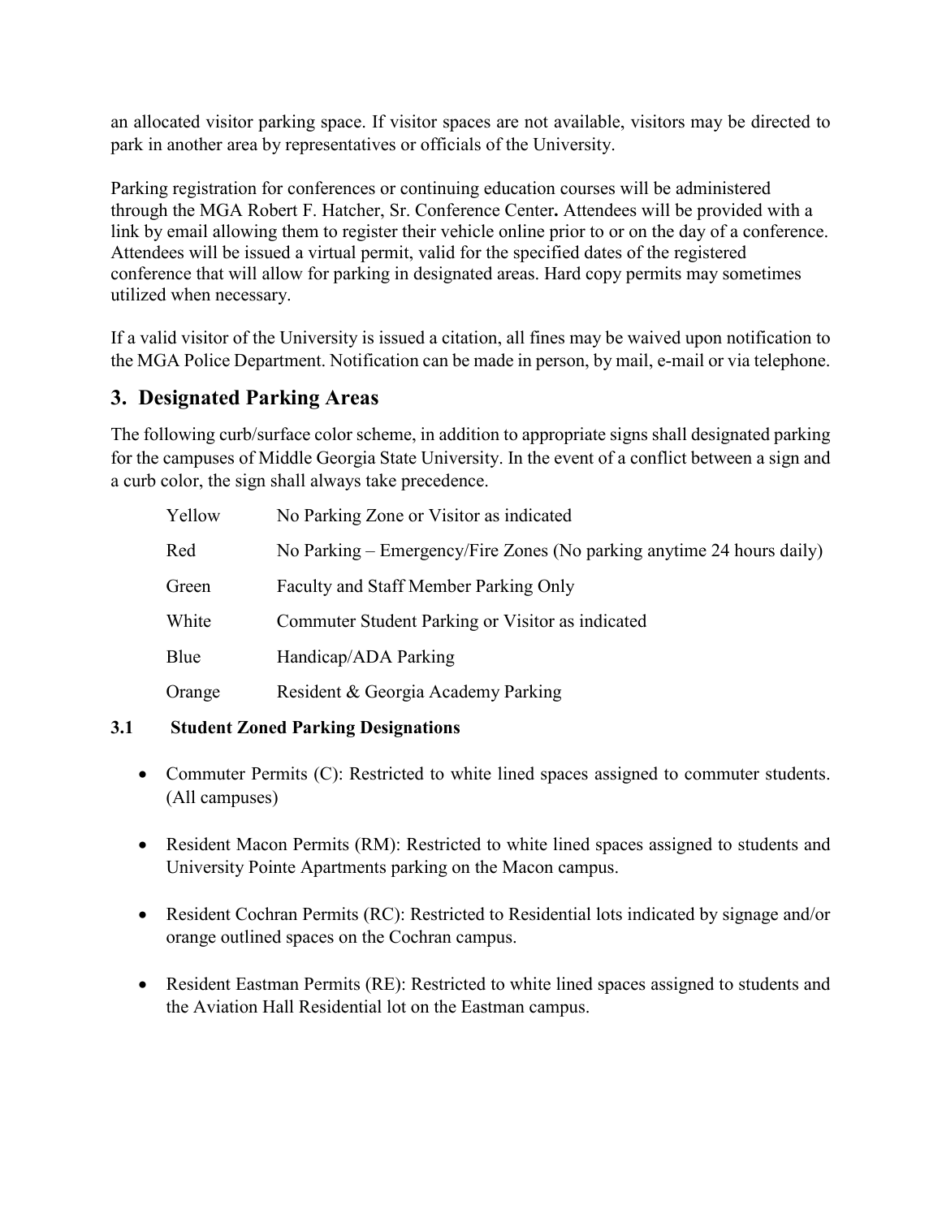an allocated visitor parking space. If visitor spaces are not available, visitors may be directed to park in another area by representatives or officials of the University.

Parking registration for conferences or continuing education courses will be administered through the MGA Robert F. Hatcher, Sr. Conference Center**.** Attendees will be provided with a link by email allowing them to register their vehicle online prior to or on the day of a conference. Attendees will be issued a virtual permit, valid for the specified dates of the registered conference that will allow for parking in designated areas. Hard copy permits may sometimes utilized when necessary.

If a valid visitor of the University is issued a citation, all fines may be waived upon notification to the MGA Police Department. Notification can be made in person, by mail, e-mail or via telephone.

## 3. Designated Parking Areas

The following curb/surface color scheme, in addition to appropriate signs shall designated parking for the campuses of Middle Georgia State University. In the event of a conflict between a sign and a curb color, the sign shall always take precedence.

| | |
|---|---|
| Yellow | No Parking Zone or Visitor as indicated |
| Red | No Parking – Emergency/Fire Zones (No parking anytime 24 hours daily) |
| Green | Faculty and Staff Member Parking Only |
| White | Commuter Student Parking or Visitor as indicated |
| Blue | Handicap/ADA Parking |
| Orange | Resident & Georgia Academy Parking |

### 3.1 Student Zoned Parking Designations

- Commuter Permits (C): Restricted to white lined spaces assigned to commuter students. (All campuses)
- Resident Macon Permits (RM): Restricted to white lined spaces assigned to students and University Pointe Apartments parking on the Macon campus.
- Resident Cochran Permits (RC): Restricted to Residential lots indicated by signage and/or orange outlined spaces on the Cochran campus.
- Resident Eastman Permits (RE): Restricted to white lined spaces assigned to students and the Aviation Hall Residential lot on the Eastman campus.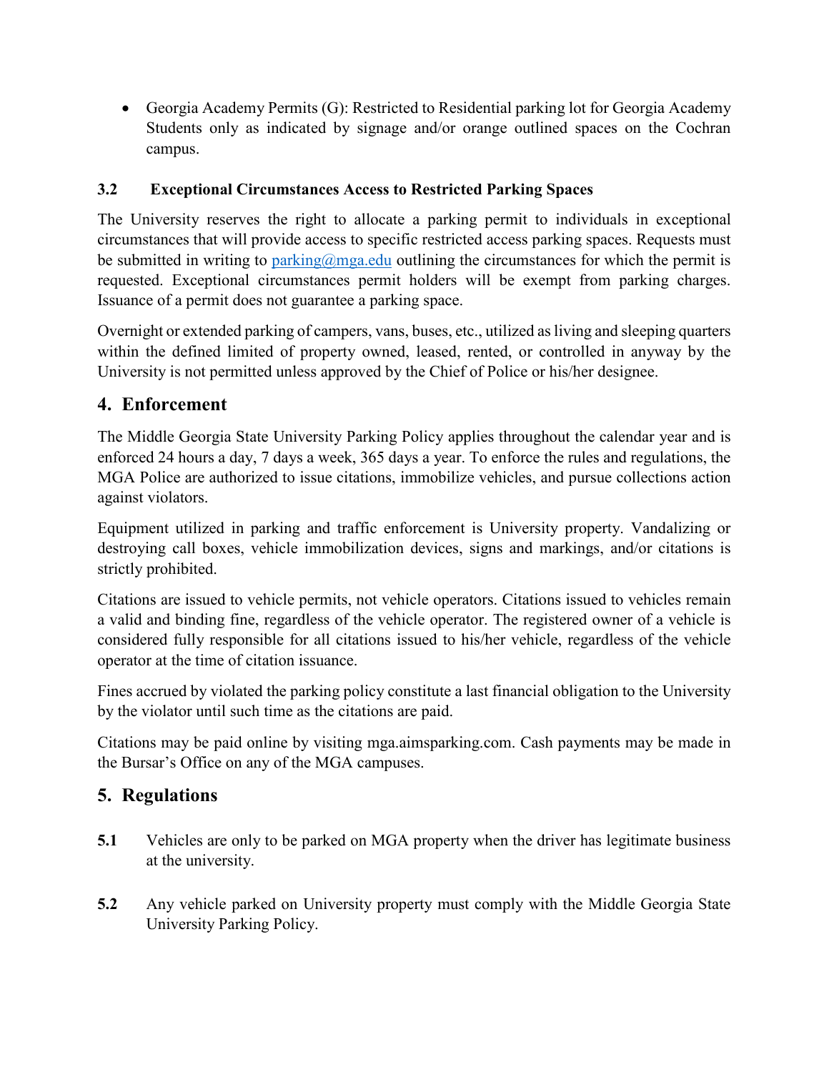- Georgia Academy Permits (G): Restricted to Residential parking lot for Georgia Academy Students only as indicated by signage and/or orange outlined spaces on the Cochran campus.

### 3.2 Exceptional Circumstances Access to Restricted Parking Spaces

The University reserves the right to allocate a parking permit to individuals in exceptional circumstances that will provide access to specific restricted access parking spaces. Requests must be submitted in writing to parking@mga.edu outlining the circumstances for which the permit is requested. Exceptional circumstances permit holders will be exempt from parking charges. Issuance of a permit does not guarantee a parking space.

Overnight or extended parking of campers, vans, buses, etc., utilized as living and sleeping quarters within the defined limited of property owned, leased, rented, or controlled in anyway by the University is not permitted unless approved by the Chief of Police or his/her designee.

## 4. Enforcement

The Middle Georgia State University Parking Policy applies throughout the calendar year and is enforced 24 hours a day, 7 days a week, 365 days a year. To enforce the rules and regulations, the MGA Police are authorized to issue citations, immobilize vehicles, and pursue collections action against violators.

Equipment utilized in parking and traffic enforcement is University property. Vandalizing or destroying call boxes, vehicle immobilization devices, signs and markings, and/or citations is strictly prohibited.

Citations are issued to vehicle permits, not vehicle operators. Citations issued to vehicles remain a valid and binding fine, regardless of the vehicle operator. The registered owner of a vehicle is considered fully responsible for all citations issued to his/her vehicle, regardless of the vehicle operator at the time of citation issuance.

Fines accrued by violated the parking policy constitute a last financial obligation to the University by the violator until such time as the citations are paid.

Citations may be paid online by visiting mga.aimsparking.com. Cash payments may be made in the Bursar's Office on any of the MGA campuses.

## 5. Regulations

**5.1** Vehicles are only to be parked on MGA property when the driver has legitimate business at the university.

**5.2** Any vehicle parked on University property must comply with the Middle Georgia State University Parking Policy.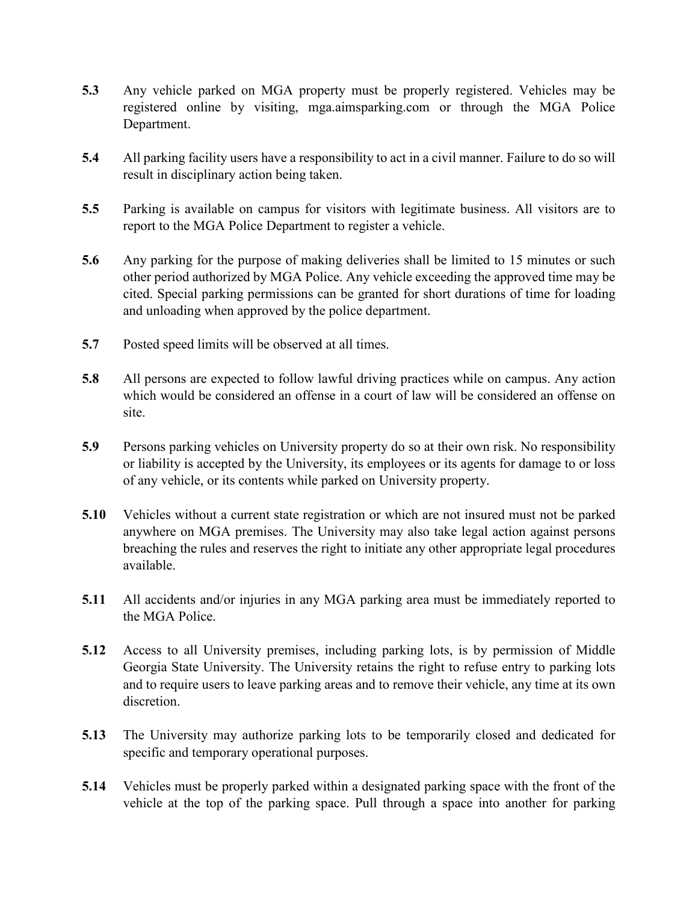**5.3** Any vehicle parked on MGA property must be properly registered. Vehicles may be registered online by visiting, mga.aimsparking.com or through the MGA Police Department.

**5.4** All parking facility users have a responsibility to act in a civil manner. Failure to do so will result in disciplinary action being taken.

**5.5** Parking is available on campus for visitors with legitimate business. All visitors are to report to the MGA Police Department to register a vehicle.

**5.6** Any parking for the purpose of making deliveries shall be limited to 15 minutes or such other period authorized by MGA Police. Any vehicle exceeding the approved time may be cited. Special parking permissions can be granted for short durations of time for loading and unloading when approved by the police department.

**5.7** Posted speed limits will be observed at all times.

**5.8** All persons are expected to follow lawful driving practices while on campus. Any action which would be considered an offense in a court of law will be considered an offense on site.

**5.9** Persons parking vehicles on University property do so at their own risk. No responsibility or liability is accepted by the University, its employees or its agents for damage to or loss of any vehicle, or its contents while parked on University property.

**5.10** Vehicles without a current state registration or which are not insured must not be parked anywhere on MGA premises. The University may also take legal action against persons breaching the rules and reserves the right to initiate any other appropriate legal procedures available.

**5.11** All accidents and/or injuries in any MGA parking area must be immediately reported to the MGA Police.

**5.12** Access to all University premises, including parking lots, is by permission of Middle Georgia State University. The University retains the right to refuse entry to parking lots and to require users to leave parking areas and to remove their vehicle, any time at its own discretion.

**5.13** The University may authorize parking lots to be temporarily closed and dedicated for specific and temporary operational purposes.

**5.14** Vehicles must be properly parked within a designated parking space with the front of the vehicle at the top of the parking space. Pull through a space into another for parking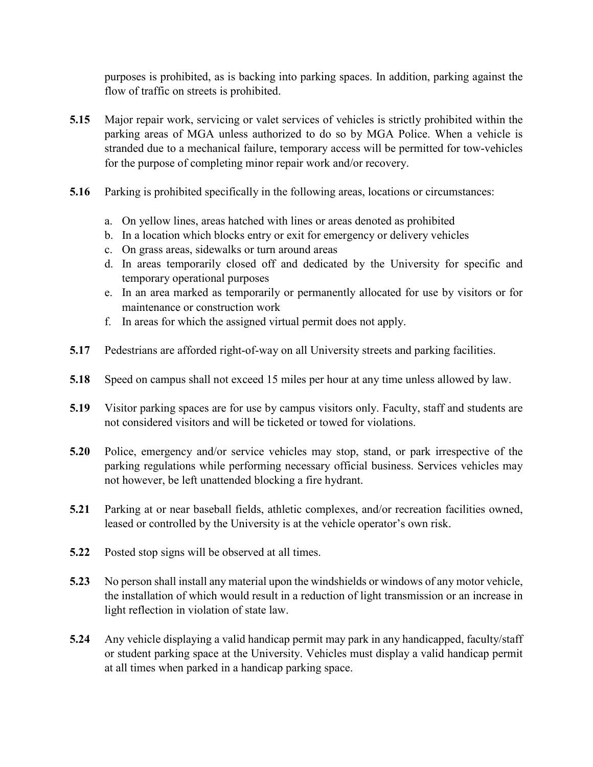purposes is prohibited, as is backing into parking spaces. In addition, parking against the flow of traffic on streets is prohibited.

**5.15** Major repair work, servicing or valet services of vehicles is strictly prohibited within the parking areas of MGA unless authorized to do so by MGA Police. When a vehicle is stranded due to a mechanical failure, temporary access will be permitted for tow-vehicles for the purpose of completing minor repair work and/or recovery.

**5.16** Parking is prohibited specifically in the following areas, locations or circumstances:

a. On yellow lines, areas hatched with lines or areas denoted as prohibited
b. In a location which blocks entry or exit for emergency or delivery vehicles
c. On grass areas, sidewalks or turn around areas
d. In areas temporarily closed off and dedicated by the University for specific and temporary operational purposes
e. In an area marked as temporarily or permanently allocated for use by visitors or for maintenance or construction work
f. In areas for which the assigned virtual permit does not apply.

**5.17** Pedestrians are afforded right-of-way on all University streets and parking facilities.

**5.18** Speed on campus shall not exceed 15 miles per hour at any time unless allowed by law.

**5.19** Visitor parking spaces are for use by campus visitors only. Faculty, staff and students are not considered visitors and will be ticketed or towed for violations.

**5.20** Police, emergency and/or service vehicles may stop, stand, or park irrespective of the parking regulations while performing necessary official business. Services vehicles may not however, be left unattended blocking a fire hydrant.

**5.21** Parking at or near baseball fields, athletic complexes, and/or recreation facilities owned, leased or controlled by the University is at the vehicle operator's own risk.

**5.22** Posted stop signs will be observed at all times.

**5.23** No person shall install any material upon the windshields or windows of any motor vehicle, the installation of which would result in a reduction of light transmission or an increase in light reflection in violation of state law.

**5.24** Any vehicle displaying a valid handicap permit may park in any handicapped, faculty/staff or student parking space at the University. Vehicles must display a valid handicap permit at all times when parked in a handicap parking space.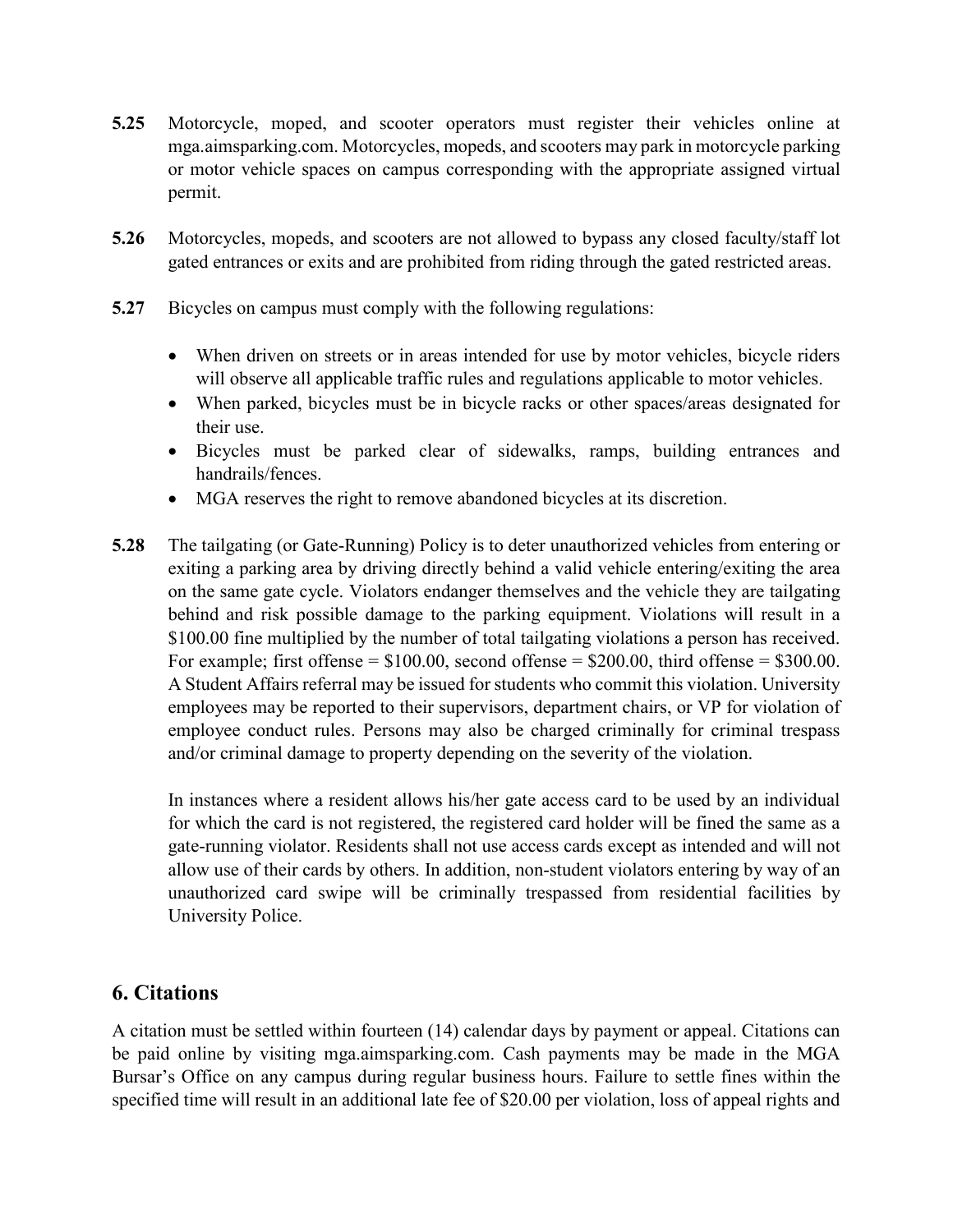**5.25** Motorcycle, moped, and scooter operators must register their vehicles online at mga.aimsparking.com. Motorcycles, mopeds, and scooters may park in motorcycle parking or motor vehicle spaces on campus corresponding with the appropriate assigned virtual permit.

**5.26** Motorcycles, mopeds, and scooters are not allowed to bypass any closed faculty/staff lot gated entrances or exits and are prohibited from riding through the gated restricted areas.

**5.27** Bicycles on campus must comply with the following regulations:

- When driven on streets or in areas intended for use by motor vehicles, bicycle riders will observe all applicable traffic rules and regulations applicable to motor vehicles.
- When parked, bicycles must be in bicycle racks or other spaces/areas designated for their use.
- Bicycles must be parked clear of sidewalks, ramps, building entrances and handrails/fences.
- MGA reserves the right to remove abandoned bicycles at its discretion.

**5.28** The tailgating (or Gate-Running) Policy is to deter unauthorized vehicles from entering or exiting a parking area by driving directly behind a valid vehicle entering/exiting the area on the same gate cycle. Violators endanger themselves and the vehicle they are tailgating behind and risk possible damage to the parking equipment. Violations will result in a $100.00 fine multiplied by the number of total tailgating violations a person has received. For example; first offense = $100.00, second offense = $200.00, third offense = $300.00. A Student Affairs referral may be issued for students who commit this violation. University employees may be reported to their supervisors, department chairs, or VP for violation of employee conduct rules. Persons may also be charged criminally for criminal trespass and/or criminal damage to property depending on the severity of the violation.

In instances where a resident allows his/her gate access card to be used by an individual for which the card is not registered, the registered card holder will be fined the same as a gate-running violator. Residents shall not use access cards except as intended and will not allow use of their cards by others. In addition, non-student violators entering by way of an unauthorized card swipe will be criminally trespassed from residential facilities by University Police.

## 6. Citations

A citation must be settled within fourteen (14) calendar days by payment or appeal. Citations can be paid online by visiting mga.aimsparking.com. Cash payments may be made in the MGA Bursar's Office on any campus during regular business hours. Failure to settle fines within the specified time will result in an additional late fee of $20.00 per violation, loss of appeal rights and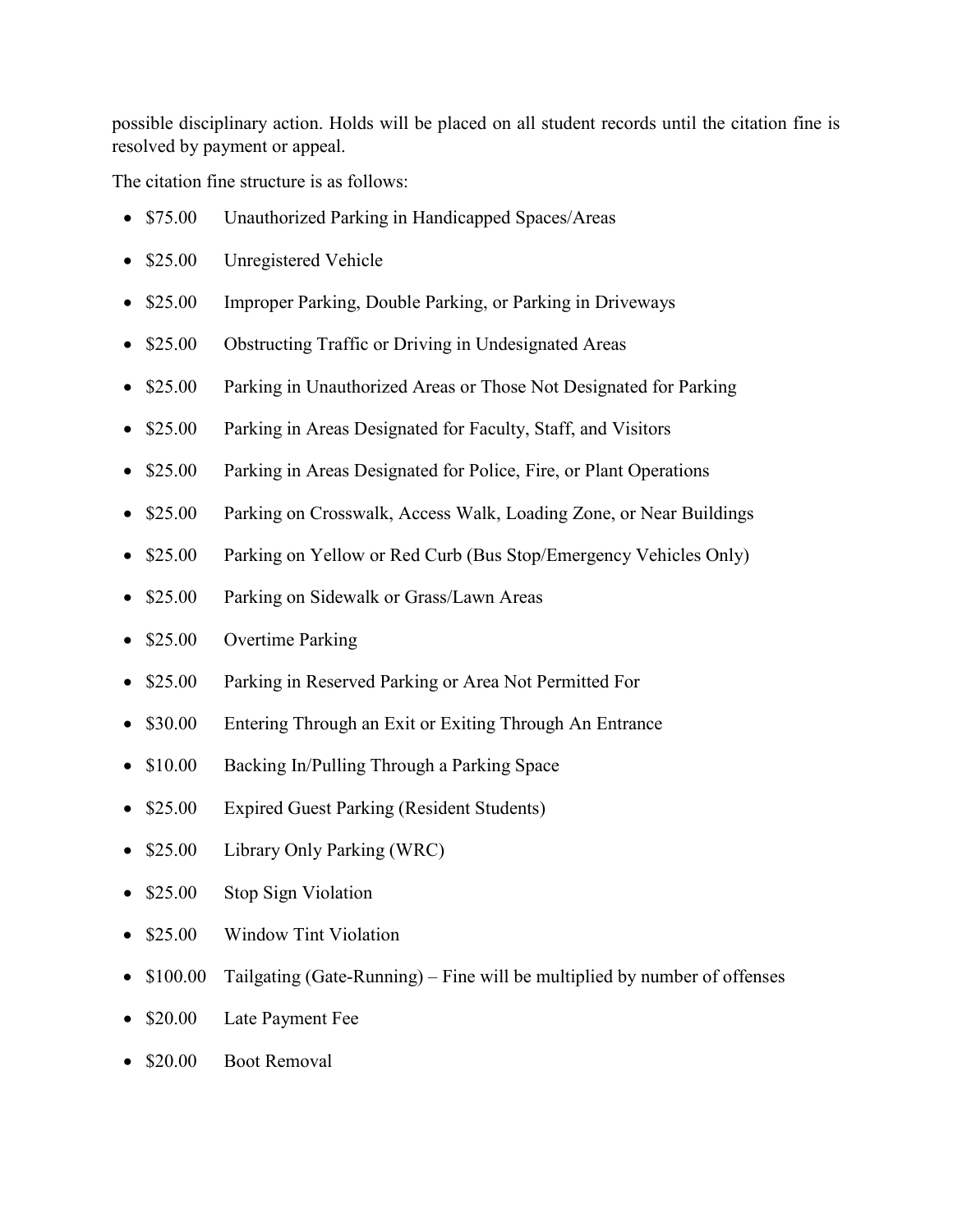possible disciplinary action. Holds will be placed on all student records until the citation fine is resolved by payment or appeal.

The citation fine structure is as follows:

- $75.00 Unauthorized Parking in Handicapped Spaces/Areas
- $25.00 Unregistered Vehicle
- $25.00 Improper Parking, Double Parking, or Parking in Driveways
- $25.00 Obstructing Traffic or Driving in Undesignated Areas
- $25.00 Parking in Unauthorized Areas or Those Not Designated for Parking
- $25.00 Parking in Areas Designated for Faculty, Staff, and Visitors
- $25.00 Parking in Areas Designated for Police, Fire, or Plant Operations
- $25.00 Parking on Crosswalk, Access Walk, Loading Zone, or Near Buildings
- $25.00 Parking on Yellow or Red Curb (Bus Stop/Emergency Vehicles Only)
- $25.00 Parking on Sidewalk or Grass/Lawn Areas
- $25.00 Overtime Parking
- $25.00 Parking in Reserved Parking or Area Not Permitted For
- $30.00 Entering Through an Exit or Exiting Through An Entrance
- $10.00 Backing In/Pulling Through a Parking Space
- $25.00 Expired Guest Parking (Resident Students)
- $25.00 Library Only Parking (WRC)
- $25.00 Stop Sign Violation
- $25.00 Window Tint Violation
- $100.00 Tailgating (Gate-Running) – Fine will be multiplied by number of offenses
- $20.00 Late Payment Fee
- $20.00 Boot Removal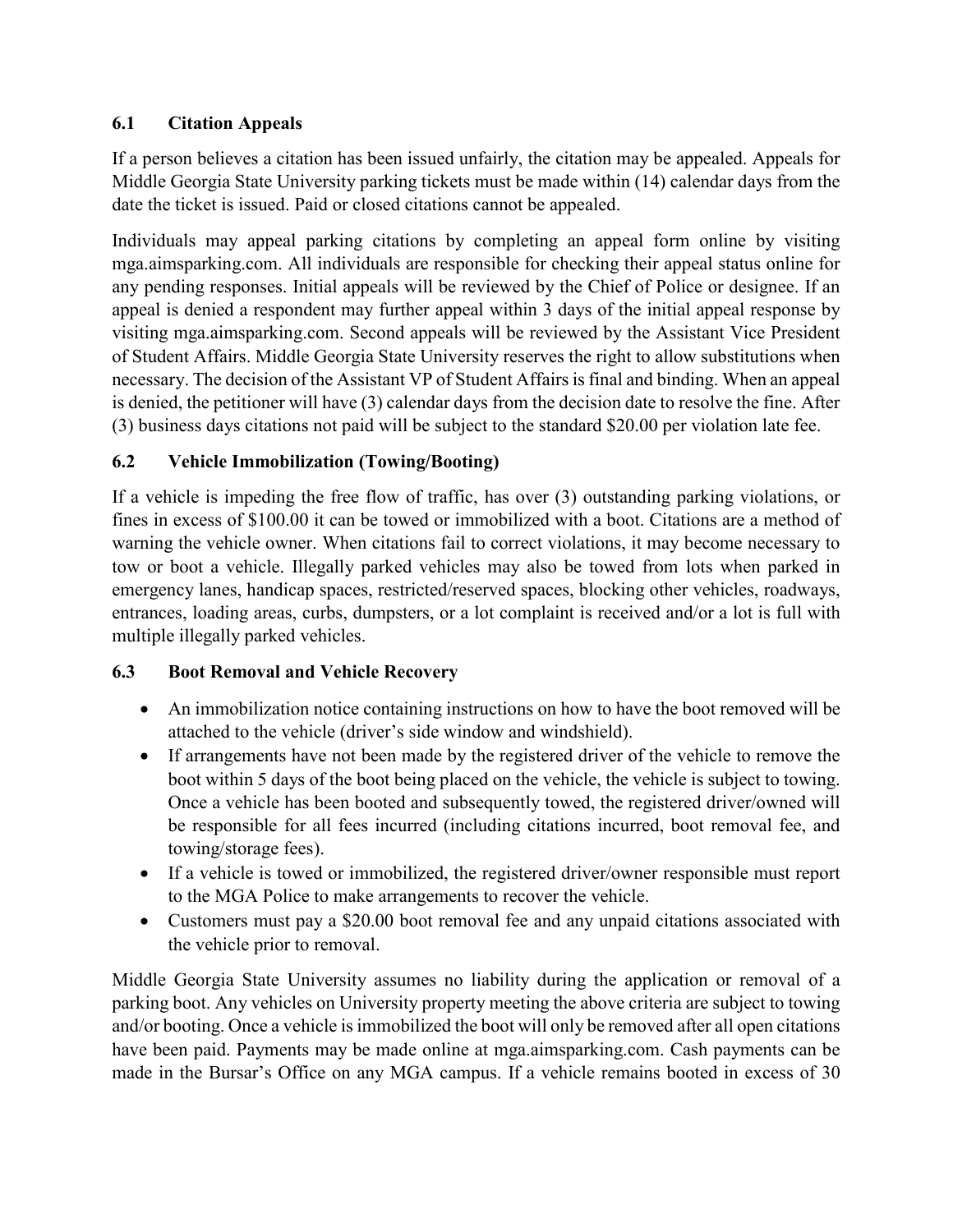### 6.1 Citation Appeals

If a person believes a citation has been issued unfairly, the citation may be appealed. Appeals for Middle Georgia State University parking tickets must be made within (14) calendar days from the date the ticket is issued. Paid or closed citations cannot be appealed.

Individuals may appeal parking citations by completing an appeal form online by visiting mga.aimsparking.com. All individuals are responsible for checking their appeal status online for any pending responses. Initial appeals will be reviewed by the Chief of Police or designee. If an appeal is denied a respondent may further appeal within 3 days of the initial appeal response by visiting mga.aimsparking.com. Second appeals will be reviewed by the Assistant Vice President of Student Affairs. Middle Georgia State University reserves the right to allow substitutions when necessary. The decision of the Assistant VP of Student Affairs is final and binding. When an appeal is denied, the petitioner will have (3) calendar days from the decision date to resolve the fine. After (3) business days citations not paid will be subject to the standard $20.00 per violation late fee.

### 6.2 Vehicle Immobilization (Towing/Booting)

If a vehicle is impeding the free flow of traffic, has over (3) outstanding parking violations, or fines in excess of $100.00 it can be towed or immobilized with a boot. Citations are a method of warning the vehicle owner. When citations fail to correct violations, it may become necessary to tow or boot a vehicle. Illegally parked vehicles may also be towed from lots when parked in emergency lanes, handicap spaces, restricted/reserved spaces, blocking other vehicles, roadways, entrances, loading areas, curbs, dumpsters, or a lot complaint is received and/or a lot is full with multiple illegally parked vehicles.

### 6.3 Boot Removal and Vehicle Recovery

- An immobilization notice containing instructions on how to have the boot removed will be attached to the vehicle (driver's side window and windshield).
- If arrangements have not been made by the registered driver of the vehicle to remove the boot within 5 days of the boot being placed on the vehicle, the vehicle is subject to towing. Once a vehicle has been booted and subsequently towed, the registered driver/owned will be responsible for all fees incurred (including citations incurred, boot removal fee, and towing/storage fees).
- If a vehicle is towed or immobilized, the registered driver/owner responsible must report to the MGA Police to make arrangements to recover the vehicle.
- Customers must pay a $20.00 boot removal fee and any unpaid citations associated with the vehicle prior to removal.

Middle Georgia State University assumes no liability during the application or removal of a parking boot. Any vehicles on University property meeting the above criteria are subject to towing and/or booting. Once a vehicle is immobilized the boot will only be removed after all open citations have been paid. Payments may be made online at mga.aimsparking.com. Cash payments can be made in the Bursar's Office on any MGA campus. If a vehicle remains booted in excess of 30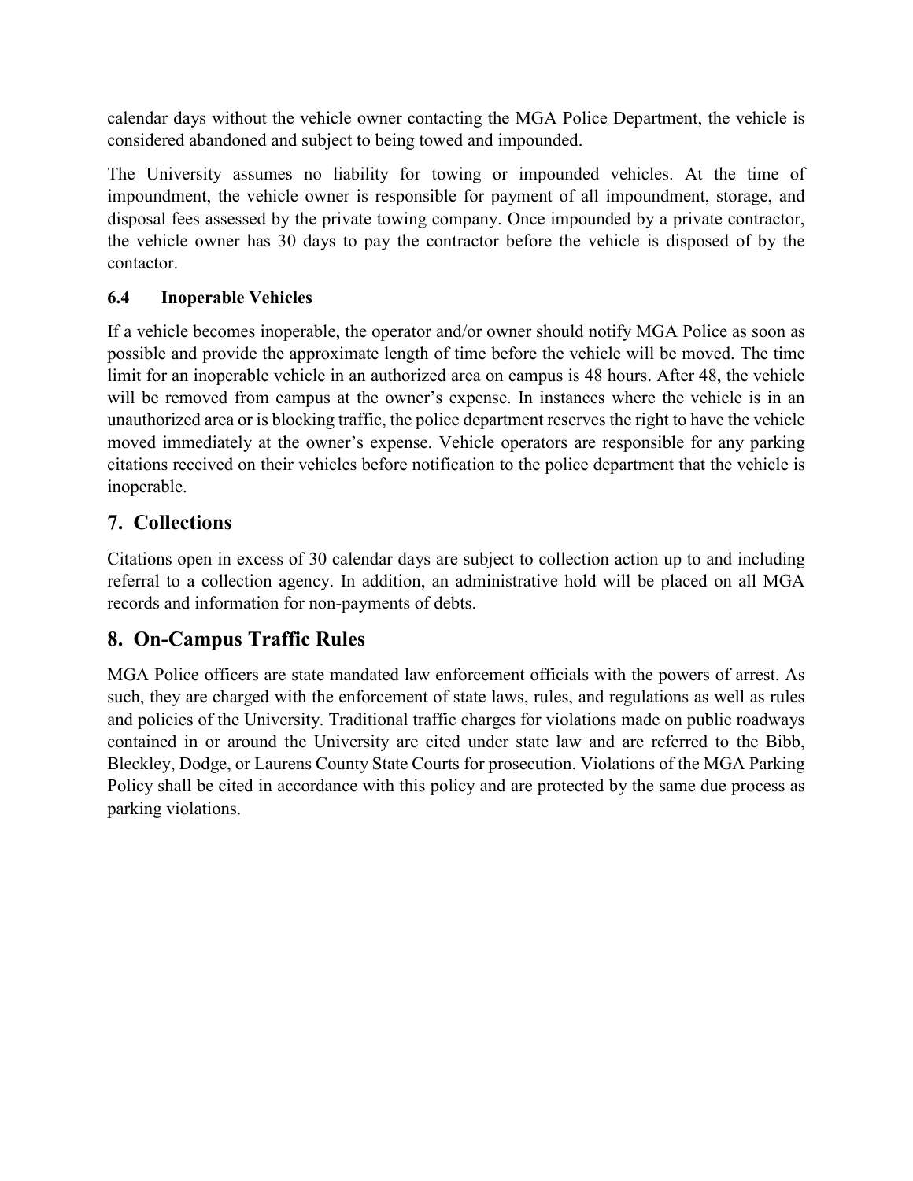calendar days without the vehicle owner contacting the MGA Police Department, the vehicle is considered abandoned and subject to being towed and impounded.

The University assumes no liability for towing or impounded vehicles. At the time of impoundment, the vehicle owner is responsible for payment of all impoundment, storage, and disposal fees assessed by the private towing company. Once impounded by a private contractor, the vehicle owner has 30 days to pay the contractor before the vehicle is disposed of by the contactor.

### 6.4 Inoperable Vehicles

If a vehicle becomes inoperable, the operator and/or owner should notify MGA Police as soon as possible and provide the approximate length of time before the vehicle will be moved. The time limit for an inoperable vehicle in an authorized area on campus is 48 hours. After 48, the vehicle will be removed from campus at the owner's expense. In instances where the vehicle is in an unauthorized area or is blocking traffic, the police department reserves the right to have the vehicle moved immediately at the owner's expense. Vehicle operators are responsible for any parking citations received on their vehicles before notification to the police department that the vehicle is inoperable.

## 7. Collections

Citations open in excess of 30 calendar days are subject to collection action up to and including referral to a collection agency. In addition, an administrative hold will be placed on all MGA records and information for non-payments of debts.

## 8. On-Campus Traffic Rules

MGA Police officers are state mandated law enforcement officials with the powers of arrest. As such, they are charged with the enforcement of state laws, rules, and regulations as well as rules and policies of the University. Traditional traffic charges for violations made on public roadways contained in or around the University are cited under state law and are referred to the Bibb, Bleckley, Dodge, or Laurens County State Courts for prosecution. Violations of the MGA Parking Policy shall be cited in accordance with this policy and are protected by the same due process as parking violations.